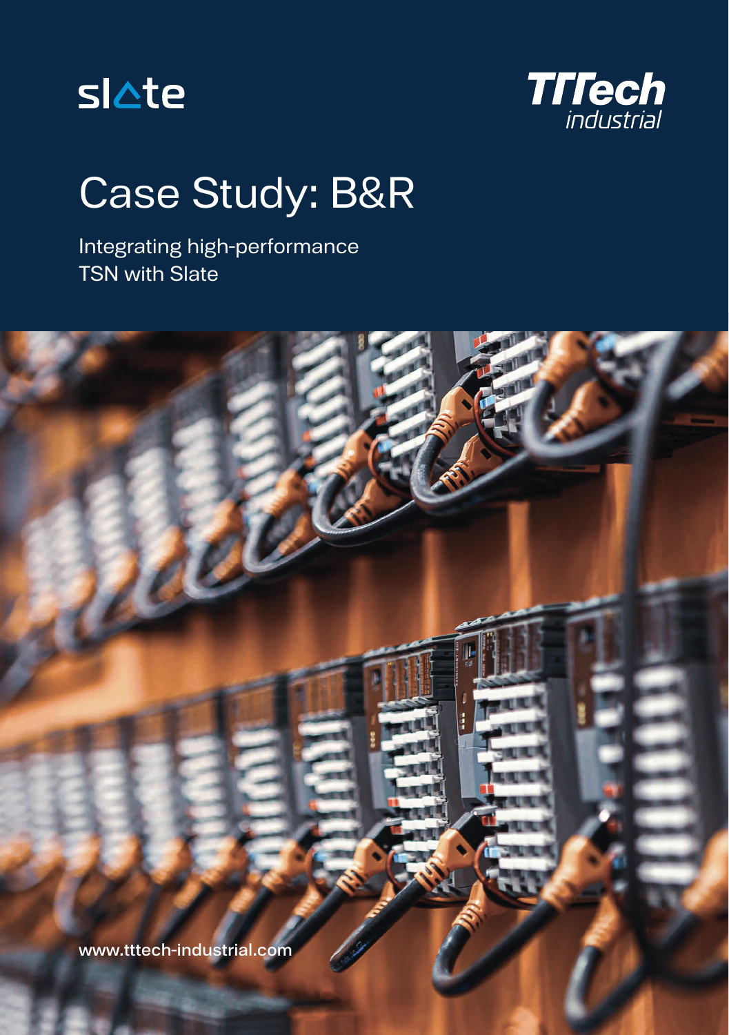slate

TTTech industrial

# Case Study: B&R

Integrating high-performance TSN with Slate

www.tttech-industrial.com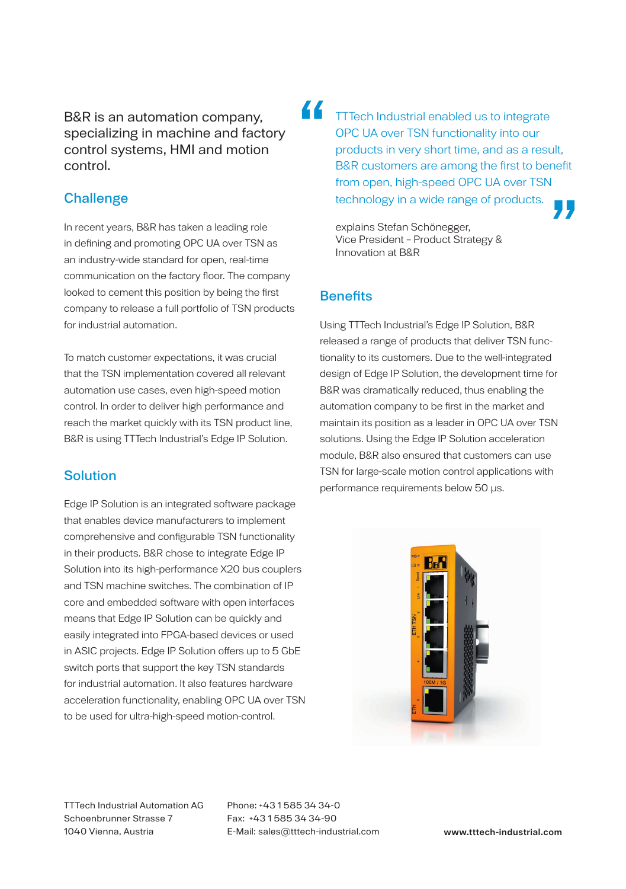B&R is an automation company, specializing in machine and factory control systems, HMI and motion control.

## Challenge

In recent years, B&R has taken a leading role in defining and promoting OPC UA over TSN as an industry-wide standard for open, real-time communication on the factory floor. The company looked to cement this position by being the first company to release a full portfolio of TSN products for industrial automation.

To match customer expectations, it was crucial that the TSN implementation covered all relevant automation use cases, even high-speed motion control. In order to deliver high performance and reach the market quickly with its TSN product line, B&R is using TTTech Industrial's Edge IP Solution.

## Solution

Edge IP Solution is an integrated software package that enables device manufacturers to implement comprehensive and configurable TSN functionality in their products. B&R chose to integrate Edge IP Solution into its high-performance X20 bus couplers and TSN machine switches. The combination of IP core and embedded software with open interfaces means that Edge IP Solution can be quickly and easily integrated into FPGA-based devices or used in ASIC projects. Edge IP Solution offers up to 5 GbE switch ports that support the key TSN standards for industrial automation. It also features hardware acceleration functionality, enabling OPC UA over TSN to be used for ultra-high-speed motion-control.

> “TTTech Industrial enabled us to integrate OPC UA over TSN functionality into our products in very short time, and as a result, B&R customers are among the first to benefit from open, high-speed OPC UA over TSN technology in a wide range of products.”

explains Stefan Schönegger,
Vice President – Product Strategy & Innovation at B&R

## Benefits

Using TTTech Industrial's Edge IP Solution, B&R released a range of products that deliver TSN functionality to its customers. Due to the well-integrated design of Edge IP Solution, the development time for B&R was dramatically reduced, thus enabling the automation company to be first in the market and maintain its position as a leader in OPC UA over TSN solutions. Using the Edge IP Solution acceleration module, B&R also ensured that customers can use TSN for large-scale motion control applications with performance requirements below 50 µs.

TTTech Industrial Automation AG
Schoenbrunner Strasse 7
1040 Vienna, Austria

Phone: +43 1 585 34 34-0
Fax: +43 1 585 34 34-90
E-Mail: sales@tttech-industrial.com

**www.tttech-industrial.com**